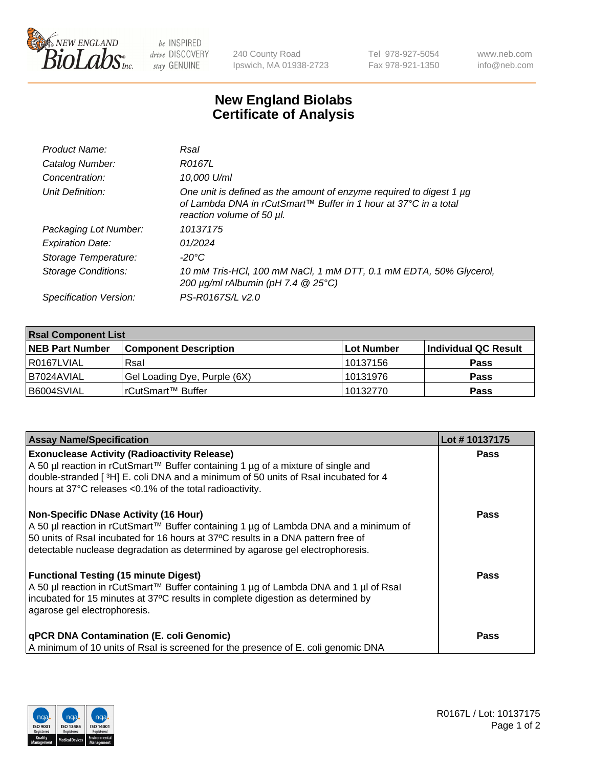New England Biolabs — be INSPIRED drive DISCOVERY stay GENUINE

240 County Road
Ipswich, MA 01938-2723

Tel 978-927-5054
Fax 978-921-1350

www.neb.com
info@neb.com

# New England Biolabs Certificate of Analysis

| | |
|---|---|
| *Product Name:* | *RsaI* |
| *Catalog Number:* | *R0167L* |
| *Concentration:* | *10,000 U/ml* |
| *Unit Definition:* | *One unit is defined as the amount of enzyme required to digest 1 µg of Lambda DNA in rCutSmart™ Buffer in 1 hour at 37°C in a total reaction volume of 50 µl.* |
| *Packaging Lot Number:* | *10137175* |
| *Expiration Date:* | *01/2024* |
| *Storage Temperature:* | *-20°C* |
| *Storage Conditions:* | *10 mM Tris-HCl, 100 mM NaCl, 1 mM DTT, 0.1 mM EDTA, 50% Glycerol, 200 µg/ml rAlbumin (pH 7.4 @ 25°C)* |
| *Specification Version:* | *PS-R0167S/L v2.0* |

| **RsaI Component List** | | | |
|---|---|---|---|
| **NEB Part Number** | **Component Description** | **Lot Number** | **Individual QC Result** |
| R0167LVIAL | RsaI | 10137156 | **Pass** |
| B7024AVIAL | Gel Loading Dye, Purple (6X) | 10131976 | **Pass** |
| B6004SVIAL | rCutSmart™ Buffer | 10132770 | **Pass** |

| **Assay Name/Specification** | **Lot # 10137175** |
|---|---|
| **Exonuclease Activity (Radioactivity Release)**<br>A 50 µl reaction in rCutSmart™ Buffer containing 1 µg of a mixture of single and double-stranded [ $^3$H] E. coli DNA and a minimum of 50 units of RsaI incubated for 4 hours at 37°C releases <0.1% of the total radioactivity. | **Pass** |
| **Non-Specific DNase Activity (16 Hour)**<br>A 50 µl reaction in rCutSmart™ Buffer containing 1 µg of Lambda DNA and a minimum of 50 units of RsaI incubated for 16 hours at 37ºC results in a DNA pattern free of detectable nuclease degradation as determined by agarose gel electrophoresis. | **Pass** |
| **Functional Testing (15 minute Digest)**<br>A 50 µl reaction in rCutSmart™ Buffer containing 1 µg of Lambda DNA and 1 µl of RsaI incubated for 15 minutes at 37ºC results in complete digestion as determined by agarose gel electrophoresis. | **Pass** |
| **qPCR DNA Contamination (E. coli Genomic)**<br>A minimum of 10 units of RsaI is screened for the presence of E. coli genomic DNA | **Pass** |

R0167L / Lot: 10137175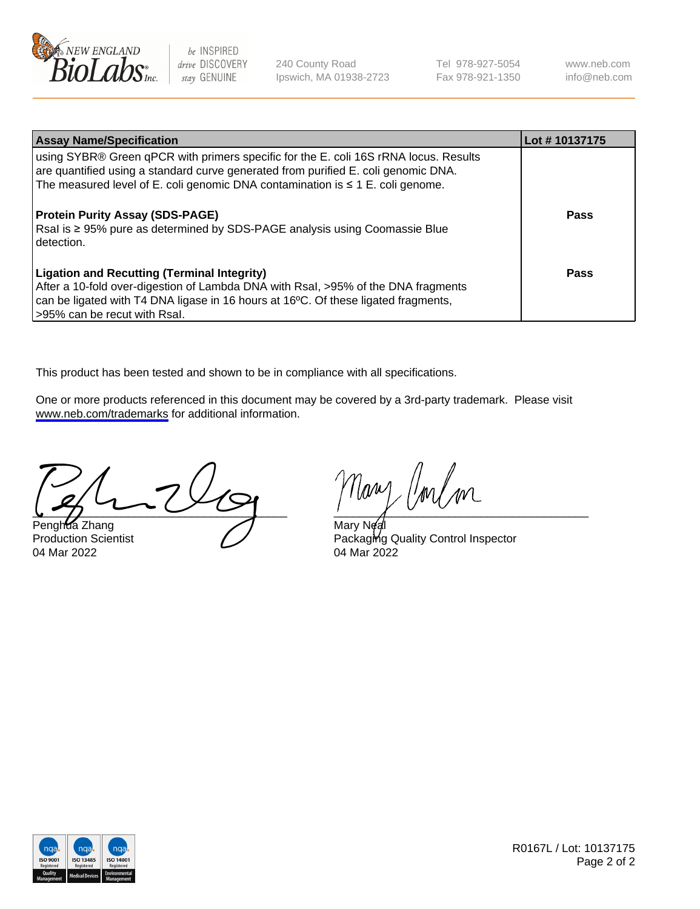| Assay Name/Specification | Lot # 10137175 |
|---|---|
| using SYBR® Green qPCR with primers specific for the E. coli 16S rRNA locus. Results are quantified using a standard curve generated from purified E. coli genomic DNA. The measured level of E. coli genomic DNA contamination is ≤ 1 E. coli genome. | |
| **Protein Purity Assay (SDS-PAGE)**<br>RsaI is ≥ 95% pure as determined by SDS-PAGE analysis using Coomassie Blue detection. | **Pass** |
| **Ligation and Recutting (Terminal Integrity)**<br>After a 10-fold over-digestion of Lambda DNA with RsaI, >95% of the DNA fragments can be ligated with T4 DNA ligase in 16 hours at 16ºC. Of these ligated fragments, >95% can be recut with RsaI. | **Pass** |

This product has been tested and shown to be in compliance with all specifications.

One or more products referenced in this document may be covered by a 3rd-party trademark. Please visit www.neb.com/trademarks for additional information.

Penghua Zhang
Production Scientist
04 Mar 2022

Mary Neal
Packaging Quality Control Inspector
04 Mar 2022

R0167L / Lot: 10137175